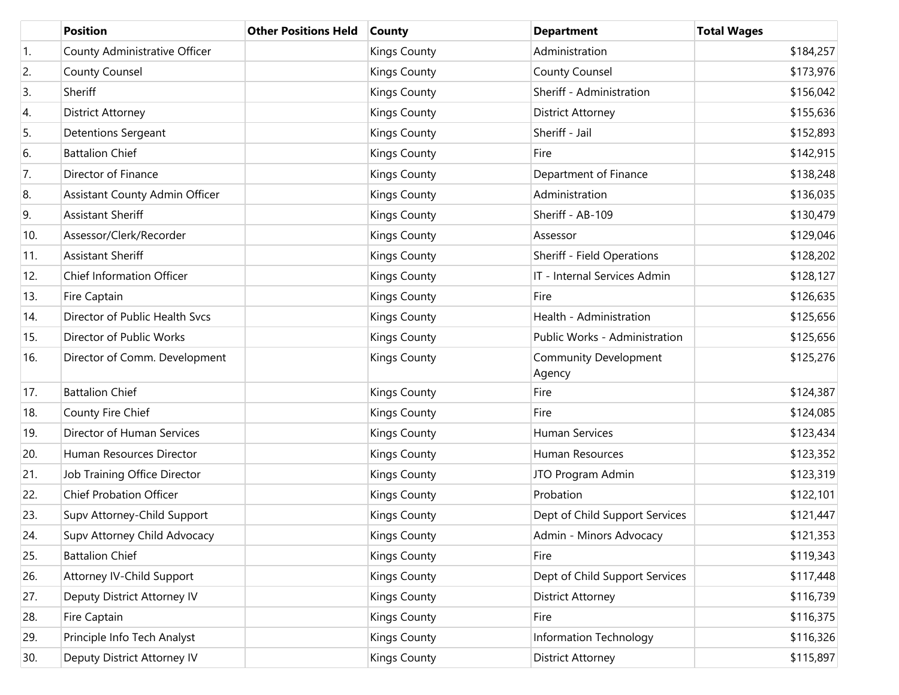| | Position | Other Positions Held | County | Department | Total Wages |
|---|---|---|---|---|---|
| 1. | County Administrative Officer | | Kings County | Administration | $184,257 |
| 2. | County Counsel | | Kings County | County Counsel | $173,976 |
| 3. | Sheriff | | Kings County | Sheriff - Administration | $156,042 |
| 4. | District Attorney | | Kings County | District Attorney | $155,636 |
| 5. | Detentions Sergeant | | Kings County | Sheriff - Jail | $152,893 |
| 6. | Battalion Chief | | Kings County | Fire | $142,915 |
| 7. | Director of Finance | | Kings County | Department of Finance | $138,248 |
| 8. | Assistant County Admin Officer | | Kings County | Administration | $136,035 |
| 9. | Assistant Sheriff | | Kings County | Sheriff - AB-109 | $130,479 |
| 10. | Assessor/Clerk/Recorder | | Kings County | Assessor | $129,046 |
| 11. | Assistant Sheriff | | Kings County | Sheriff - Field Operations | $128,202 |
| 12. | Chief Information Officer | | Kings County | IT - Internal Services Admin | $128,127 |
| 13. | Fire Captain | | Kings County | Fire | $126,635 |
| 14. | Director of Public Health Svcs | | Kings County | Health - Administration | $125,656 |
| 15. | Director of Public Works | | Kings County | Public Works - Administration | $125,656 |
| 16. | Director of Comm. Development | | Kings County | Community Development Agency | $125,276 |
| 17. | Battalion Chief | | Kings County | Fire | $124,387 |
| 18. | County Fire Chief | | Kings County | Fire | $124,085 |
| 19. | Director of Human Services | | Kings County | Human Services | $123,434 |
| 20. | Human Resources Director | | Kings County | Human Resources | $123,352 |
| 21. | Job Training Office Director | | Kings County | JTO Program Admin | $123,319 |
| 22. | Chief Probation Officer | | Kings County | Probation | $122,101 |
| 23. | Supv Attorney-Child Support | | Kings County | Dept of Child Support Services | $121,447 |
| 24. | Supv Attorney Child Advocacy | | Kings County | Admin - Minors Advocacy | $121,353 |
| 25. | Battalion Chief | | Kings County | Fire | $119,343 |
| 26. | Attorney IV-Child Support | | Kings County | Dept of Child Support Services | $117,448 |
| 27. | Deputy District Attorney IV | | Kings County | District Attorney | $116,739 |
| 28. | Fire Captain | | Kings County | Fire | $116,375 |
| 29. | Principle Info Tech Analyst | | Kings County | Information Technology | $116,326 |
| 30. | Deputy District Attorney IV | | Kings County | District Attorney | $115,897 |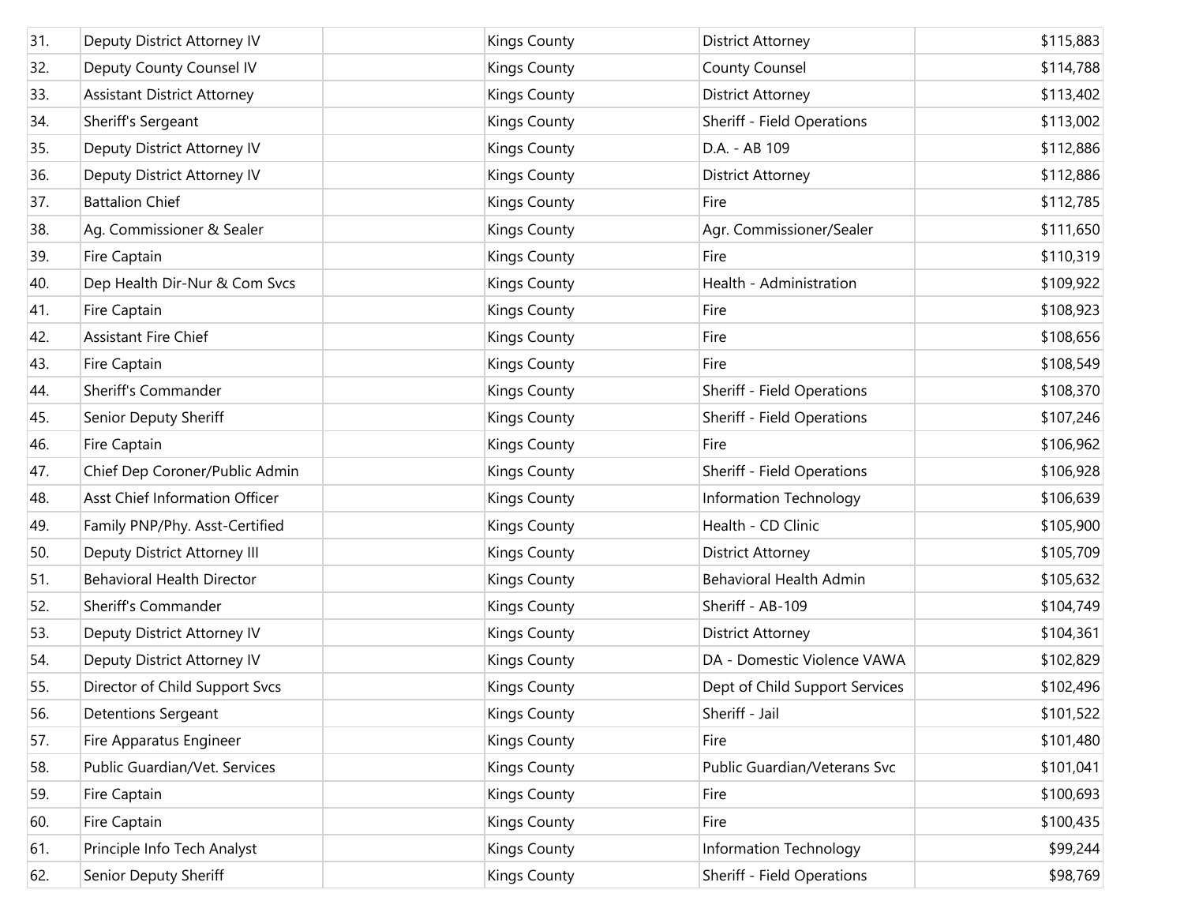| | | | | | |
|---|---|---|---|---|---|
| 31. | Deputy District Attorney IV | | Kings County | District Attorney | $115,883 |
| 32. | Deputy County Counsel IV | | Kings County | County Counsel | $114,788 |
| 33. | Assistant District Attorney | | Kings County | District Attorney | $113,402 |
| 34. | Sheriff's Sergeant | | Kings County | Sheriff - Field Operations | $113,002 |
| 35. | Deputy District Attorney IV | | Kings County | D.A. - AB 109 | $112,886 |
| 36. | Deputy District Attorney IV | | Kings County | District Attorney | $112,886 |
| 37. | Battalion Chief | | Kings County | Fire | $112,785 |
| 38. | Ag. Commissioner & Sealer | | Kings County | Agr. Commissioner/Sealer | $111,650 |
| 39. | Fire Captain | | Kings County | Fire | $110,319 |
| 40. | Dep Health Dir-Nur & Com Svcs | | Kings County | Health - Administration | $109,922 |
| 41. | Fire Captain | | Kings County | Fire | $108,923 |
| 42. | Assistant Fire Chief | | Kings County | Fire | $108,656 |
| 43. | Fire Captain | | Kings County | Fire | $108,549 |
| 44. | Sheriff's Commander | | Kings County | Sheriff - Field Operations | $108,370 |
| 45. | Senior Deputy Sheriff | | Kings County | Sheriff - Field Operations | $107,246 |
| 46. | Fire Captain | | Kings County | Fire | $106,962 |
| 47. | Chief Dep Coroner/Public Admin | | Kings County | Sheriff - Field Operations | $106,928 |
| 48. | Asst Chief Information Officer | | Kings County | Information Technology | $106,639 |
| 49. | Family PNP/Phy. Asst-Certified | | Kings County | Health - CD Clinic | $105,900 |
| 50. | Deputy District Attorney III | | Kings County | District Attorney | $105,709 |
| 51. | Behavioral Health Director | | Kings County | Behavioral Health Admin | $105,632 |
| 52. | Sheriff's Commander | | Kings County | Sheriff - AB-109 | $104,749 |
| 53. | Deputy District Attorney IV | | Kings County | District Attorney | $104,361 |
| 54. | Deputy District Attorney IV | | Kings County | DA - Domestic Violence VAWA | $102,829 |
| 55. | Director of Child Support Svcs | | Kings County | Dept of Child Support Services | $102,496 |
| 56. | Detentions Sergeant | | Kings County | Sheriff - Jail | $101,522 |
| 57. | Fire Apparatus Engineer | | Kings County | Fire | $101,480 |
| 58. | Public Guardian/Vet. Services | | Kings County | Public Guardian/Veterans Svc | $101,041 |
| 59. | Fire Captain | | Kings County | Fire | $100,693 |
| 60. | Fire Captain | | Kings County | Fire | $100,435 |
| 61. | Principle Info Tech Analyst | | Kings County | Information Technology | $99,244 |
| 62. | Senior Deputy Sheriff | | Kings County | Sheriff - Field Operations | $98,769 |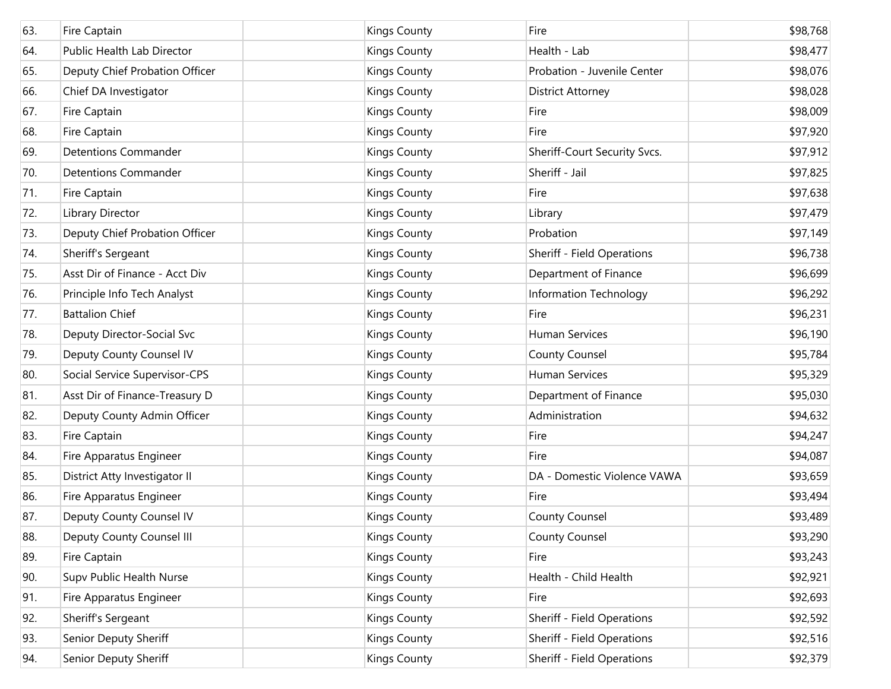| | | | | | |
|---|---|---|---|---|---|
| 63. | Fire Captain | | Kings County | Fire | $98,768 |
| 64. | Public Health Lab Director | | Kings County | Health - Lab | $98,477 |
| 65. | Deputy Chief Probation Officer | | Kings County | Probation - Juvenile Center | $98,076 |
| 66. | Chief DA Investigator | | Kings County | District Attorney | $98,028 |
| 67. | Fire Captain | | Kings County | Fire | $98,009 |
| 68. | Fire Captain | | Kings County | Fire | $97,920 |
| 69. | Detentions Commander | | Kings County | Sheriff-Court Security Svcs. | $97,912 |
| 70. | Detentions Commander | | Kings County | Sheriff - Jail | $97,825 |
| 71. | Fire Captain | | Kings County | Fire | $97,638 |
| 72. | Library Director | | Kings County | Library | $97,479 |
| 73. | Deputy Chief Probation Officer | | Kings County | Probation | $97,149 |
| 74. | Sheriff's Sergeant | | Kings County | Sheriff - Field Operations | $96,738 |
| 75. | Asst Dir of Finance - Acct Div | | Kings County | Department of Finance | $96,699 |
| 76. | Principle Info Tech Analyst | | Kings County | Information Technology | $96,292 |
| 77. | Battalion Chief | | Kings County | Fire | $96,231 |
| 78. | Deputy Director-Social Svc | | Kings County | Human Services | $96,190 |
| 79. | Deputy County Counsel IV | | Kings County | County Counsel | $95,784 |
| 80. | Social Service Supervisor-CPS | | Kings County | Human Services | $95,329 |
| 81. | Asst Dir of Finance-Treasury D | | Kings County | Department of Finance | $95,030 |
| 82. | Deputy County Admin Officer | | Kings County | Administration | $94,632 |
| 83. | Fire Captain | | Kings County | Fire | $94,247 |
| 84. | Fire Apparatus Engineer | | Kings County | Fire | $94,087 |
| 85. | District Atty Investigator II | | Kings County | DA - Domestic Violence VAWA | $93,659 |
| 86. | Fire Apparatus Engineer | | Kings County | Fire | $93,494 |
| 87. | Deputy County Counsel IV | | Kings County | County Counsel | $93,489 |
| 88. | Deputy County Counsel III | | Kings County | County Counsel | $93,290 |
| 89. | Fire Captain | | Kings County | Fire | $93,243 |
| 90. | Supv Public Health Nurse | | Kings County | Health - Child Health | $92,921 |
| 91. | Fire Apparatus Engineer | | Kings County | Fire | $92,693 |
| 92. | Sheriff's Sergeant | | Kings County | Sheriff - Field Operations | $92,592 |
| 93. | Senior Deputy Sheriff | | Kings County | Sheriff - Field Operations | $92,516 |
| 94. | Senior Deputy Sheriff | | Kings County | Sheriff - Field Operations | $92,379 |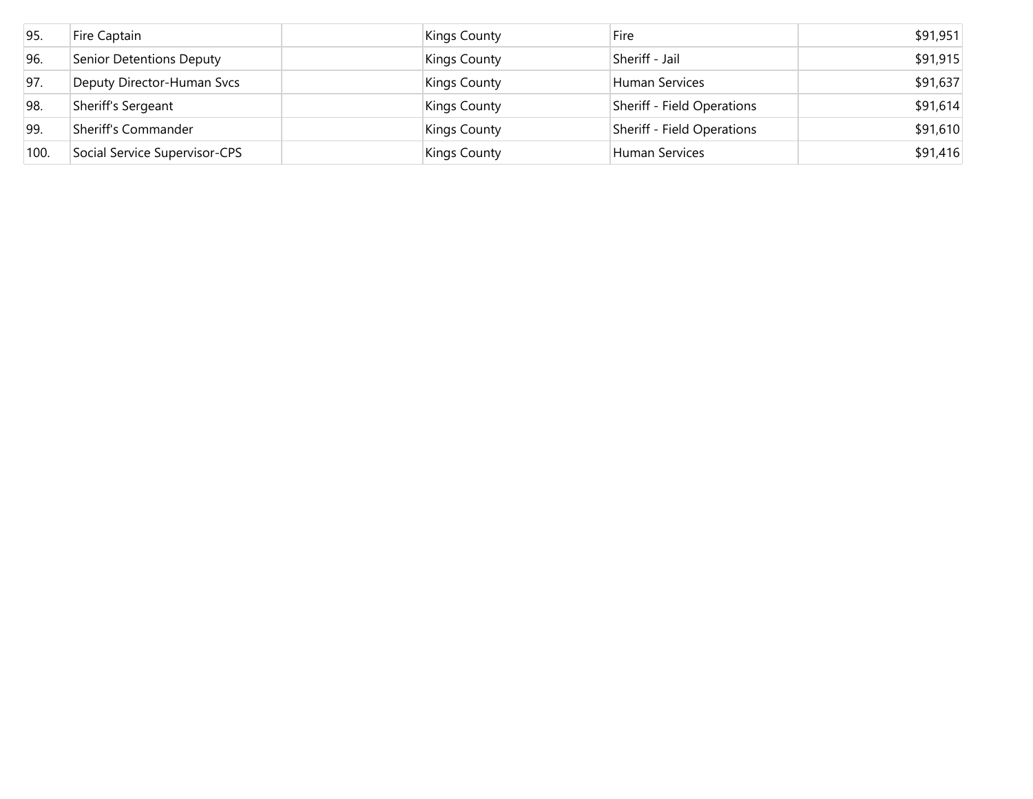| | | | | | |
|---|---|---|---|---|---|
| 95. | Fire Captain | | Kings County | Fire | $91,951 |
| 96. | Senior Detentions Deputy | | Kings County | Sheriff - Jail | $91,915 |
| 97. | Deputy Director-Human Svcs | | Kings County | Human Services | $91,637 |
| 98. | Sheriff's Sergeant | | Kings County | Sheriff - Field Operations | $91,614 |
| 99. | Sheriff's Commander | | Kings County | Sheriff - Field Operations | $91,610 |
| 100. | Social Service Supervisor-CPS | | Kings County | Human Services | $91,416 |